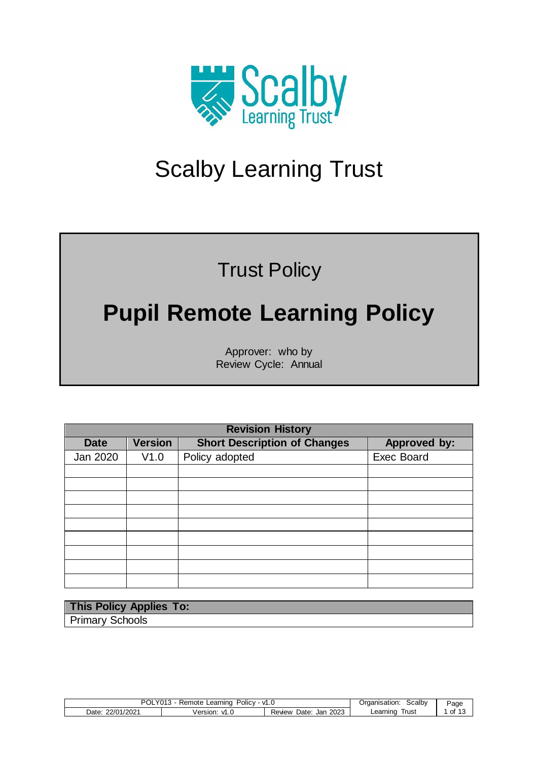# Scalby Learning Trust

## Trust Policy

# Pupil Remote Learning Policy

Approver: who by
Review Cycle: Annual

| Revision History | | | |
|---|---|---|---|
| **Date** | **Version** | **Short Description of Changes** | **Approved by:** |
| Jan 2020 | V1.0 | Policy adopted | Exec Board |
| | | | |
| | | | |
| | | | |
| | | | |
| | | | |
| | | | |
| | | | |
| | | | |
| | | | |

| This Policy Applies To: |
|---|
| Primary Schools |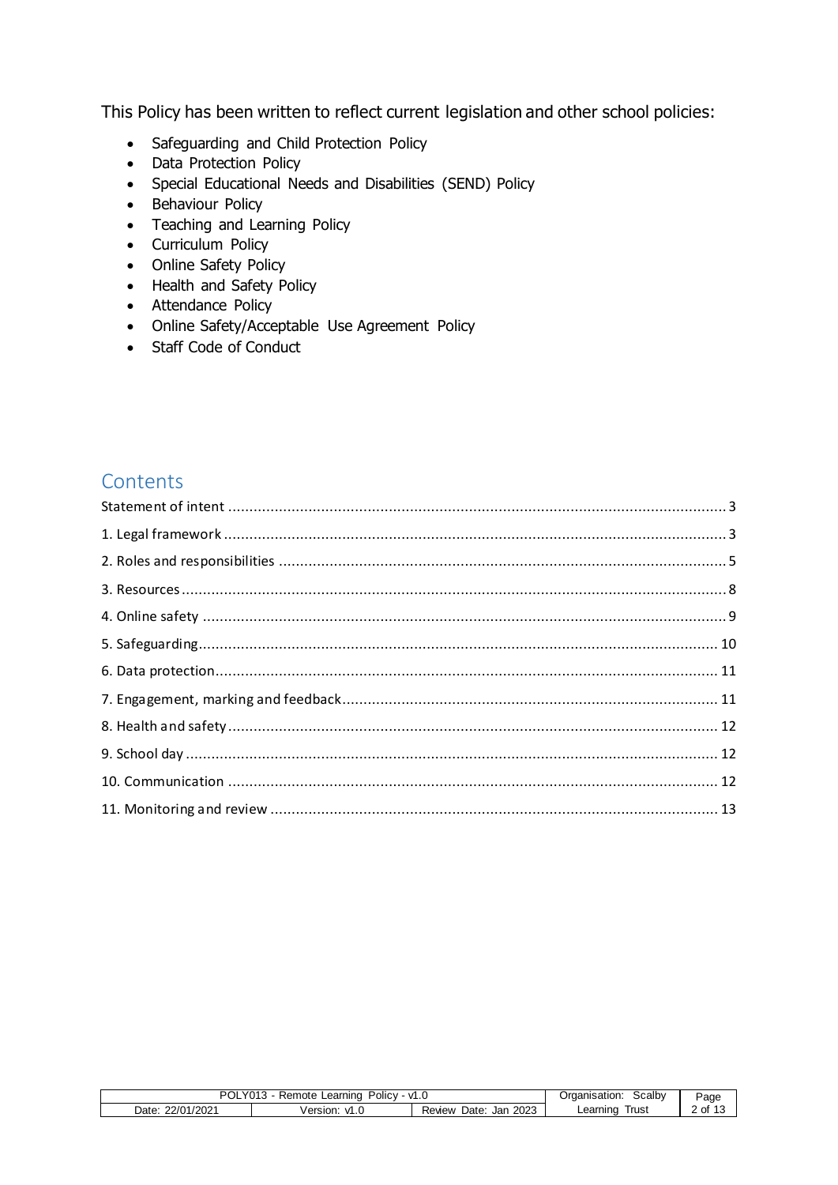This Policy has been written to reflect current legislation and other school policies:

- Safeguarding and Child Protection Policy
- Data Protection Policy
- Special Educational Needs and Disabilities (SEND) Policy
- Behaviour Policy
- Teaching and Learning Policy
- Curriculum Policy
- Online Safety Policy
- Health and Safety Policy
- Attendance Policy
- Online Safety/Acceptable Use Agreement Policy
- Staff Code of Conduct

## Contents

Statement of intent .......... 3
1. Legal framework .......... 3
2. Roles and responsibilities .......... 5
3. Resources .......... 8
4. Online safety .......... 9
5. Safeguarding .......... 10
6. Data protection .......... 11
7. Engagement, marking and feedback .......... 11
8. Health and safety .......... 12
9. School day .......... 12
10. Communication .......... 12
11. Monitoring and review .......... 13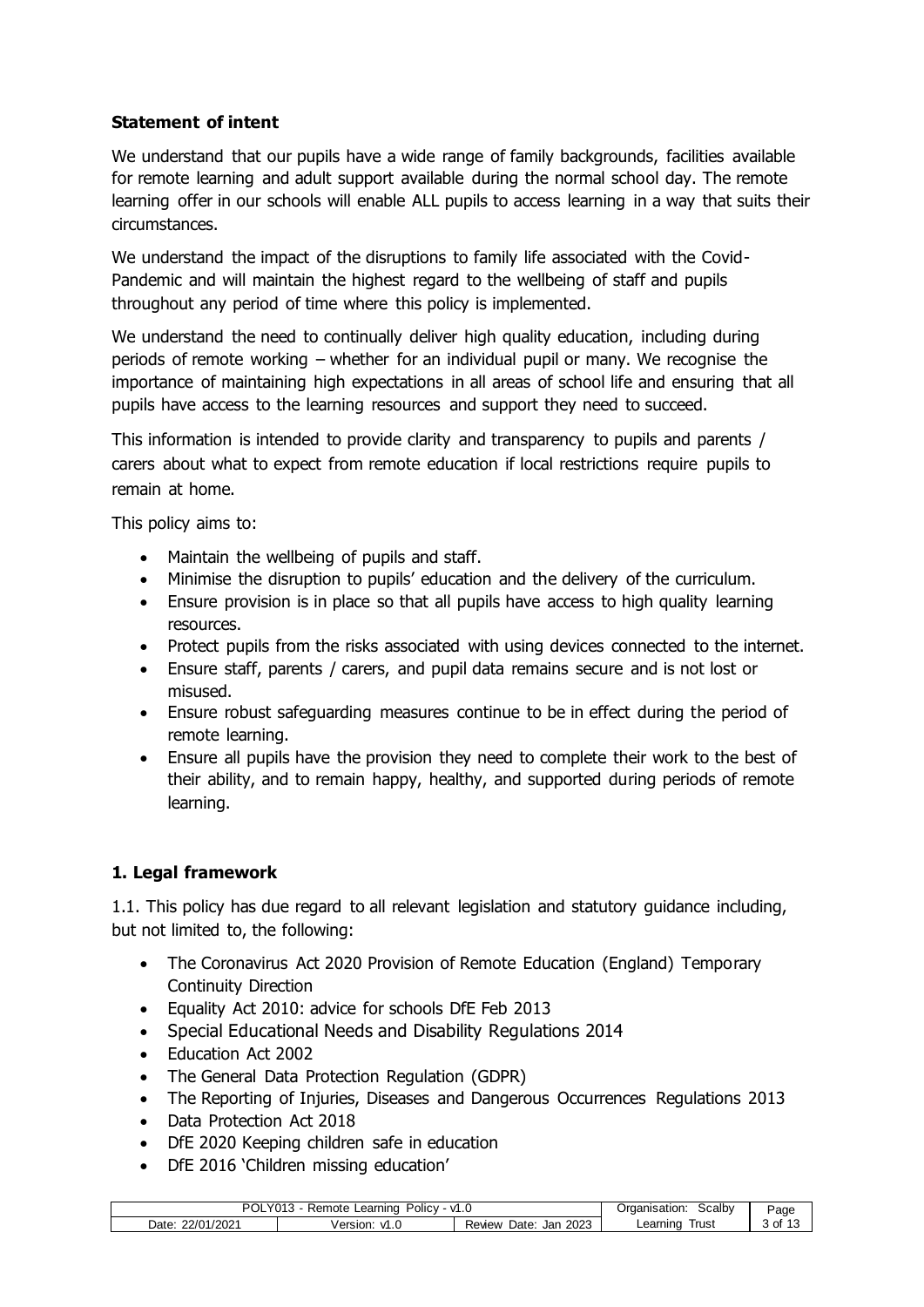**Statement of intent**

We understand that our pupils have a wide range of family backgrounds, facilities available for remote learning and adult support available during the normal school day. The remote learning offer in our schools will enable ALL pupils to access learning in a way that suits their circumstances.

We understand the impact of the disruptions to family life associated with the Covid-Pandemic and will maintain the highest regard to the wellbeing of staff and pupils throughout any period of time where this policy is implemented.

We understand the need to continually deliver high quality education, including during periods of remote working – whether for an individual pupil or many. We recognise the importance of maintaining high expectations in all areas of school life and ensuring that all pupils have access to the learning resources and support they need to succeed.

This information is intended to provide clarity and transparency to pupils and parents / carers about what to expect from remote education if local restrictions require pupils to remain at home.

This policy aims to:

- Maintain the wellbeing of pupils and staff.
- Minimise the disruption to pupils' education and the delivery of the curriculum.
- Ensure provision is in place so that all pupils have access to high quality learning resources.
- Protect pupils from the risks associated with using devices connected to the internet.
- Ensure staff, parents / carers, and pupil data remains secure and is not lost or misused.
- Ensure robust safeguarding measures continue to be in effect during the period of remote learning.
- Ensure all pupils have the provision they need to complete their work to the best of their ability, and to remain happy, healthy, and supported during periods of remote learning.

## 1. Legal framework

1.1. This policy has due regard to all relevant legislation and statutory guidance including, but not limited to, the following:

- The Coronavirus Act 2020 Provision of Remote Education (England) Temporary Continuity Direction
- Equality Act 2010: advice for schools DfE Feb 2013
- Special Educational Needs and Disability Regulations 2014
- Education Act 2002
- The General Data Protection Regulation (GDPR)
- The Reporting of Injuries, Diseases and Dangerous Occurrences Regulations 2013
- Data Protection Act 2018
- DfE 2020 Keeping children safe in education
- DfE 2016 'Children missing education'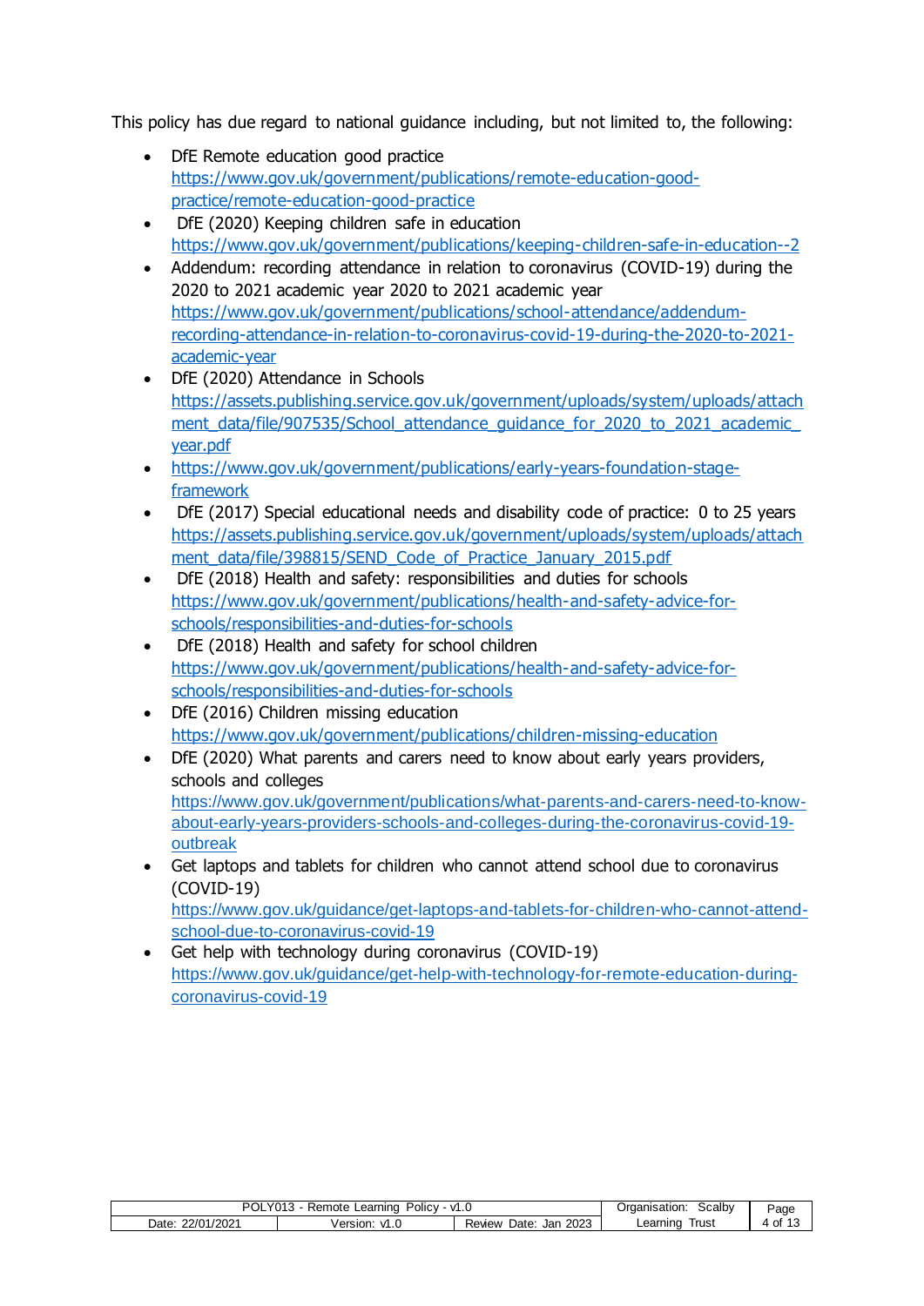This policy has due regard to national guidance including, but not limited to, the following:

- DfE Remote education good practice
  https://www.gov.uk/government/publications/remote-education-good-practice/remote-education-good-practice
- DfE (2020) Keeping children safe in education
  https://www.gov.uk/government/publications/keeping-children-safe-in-education--2
- Addendum: recording attendance in relation to coronavirus (COVID-19) during the 2020 to 2021 academic year 2020 to 2021 academic year
  https://www.gov.uk/government/publications/school-attendance/addendum-recording-attendance-in-relation-to-coronavirus-covid-19-during-the-2020-to-2021-academic-year
- DfE (2020) Attendance in Schools
  https://assets.publishing.service.gov.uk/government/uploads/system/uploads/attachment_data/file/907535/School_attendance_guidance_for_2020_to_2021_academic_year.pdf
- https://www.gov.uk/government/publications/early-years-foundation-stage-framework
- DfE (2017) Special educational needs and disability code of practice: 0 to 25 years
  https://assets.publishing.service.gov.uk/government/uploads/system/uploads/attachment_data/file/398815/SEND_Code_of_Practice_January_2015.pdf
- DfE (2018) Health and safety: responsibilities and duties for schools
  https://www.gov.uk/government/publications/health-and-safety-advice-for-schools/responsibilities-and-duties-for-schools
- DfE (2018) Health and safety for school children
  https://www.gov.uk/government/publications/health-and-safety-advice-for-schools/responsibilities-and-duties-for-schools
- DfE (2016) Children missing education
  https://www.gov.uk/government/publications/children-missing-education
- DfE (2020) What parents and carers need to know about early years providers, schools and colleges
  https://www.gov.uk/government/publications/what-parents-and-carers-need-to-know-about-early-years-providers-schools-and-colleges-during-the-coronavirus-covid-19-outbreak
- Get laptops and tablets for children who cannot attend school due to coronavirus (COVID-19)
  https://www.gov.uk/guidance/get-laptops-and-tablets-for-children-who-cannot-attend-school-due-to-coronavirus-covid-19
- Get help with technology during coronavirus (COVID-19)
  https://www.gov.uk/guidance/get-help-with-technology-for-remote-education-during-coronavirus-covid-19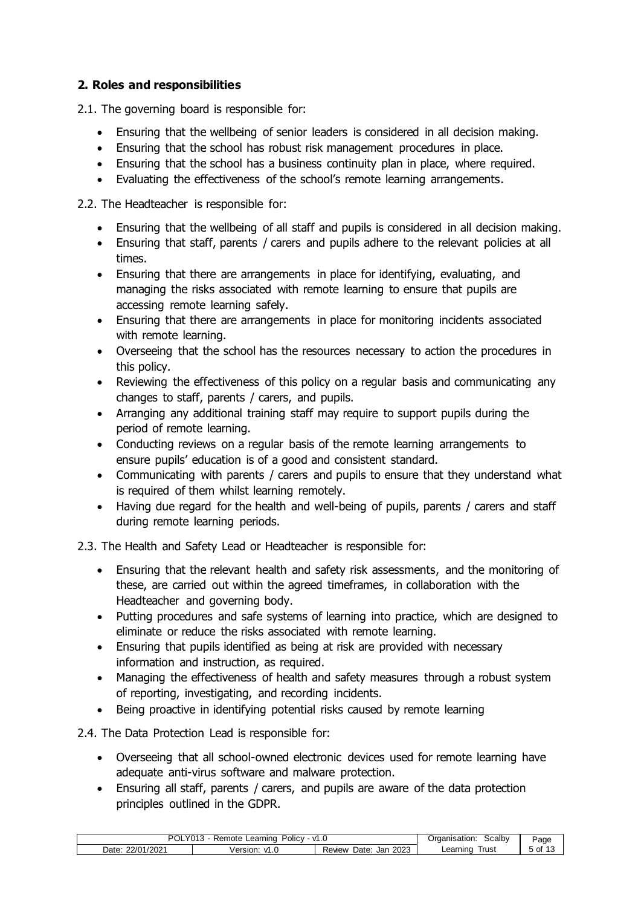## 2. Roles and responsibilities

2.1. The governing board is responsible for:

- Ensuring that the wellbeing of senior leaders is considered in all decision making.
- Ensuring that the school has robust risk management procedures in place.
- Ensuring that the school has a business continuity plan in place, where required.
- Evaluating the effectiveness of the school's remote learning arrangements.

2.2. The Headteacher is responsible for:

- Ensuring that the wellbeing of all staff and pupils is considered in all decision making.
- Ensuring that staff, parents / carers and pupils adhere to the relevant policies at all times.
- Ensuring that there are arrangements in place for identifying, evaluating, and managing the risks associated with remote learning to ensure that pupils are accessing remote learning safely.
- Ensuring that there are arrangements in place for monitoring incidents associated with remote learning.
- Overseeing that the school has the resources necessary to action the procedures in this policy.
- Reviewing the effectiveness of this policy on a regular basis and communicating any changes to staff, parents / carers, and pupils.
- Arranging any additional training staff may require to support pupils during the period of remote learning.
- Conducting reviews on a regular basis of the remote learning arrangements to ensure pupils' education is of a good and consistent standard.
- Communicating with parents / carers and pupils to ensure that they understand what is required of them whilst learning remotely.
- Having due regard for the health and well-being of pupils, parents / carers and staff during remote learning periods.

2.3. The Health and Safety Lead or Headteacher is responsible for:

- Ensuring that the relevant health and safety risk assessments, and the monitoring of these, are carried out within the agreed timeframes, in collaboration with the Headteacher and governing body.
- Putting procedures and safe systems of learning into practice, which are designed to eliminate or reduce the risks associated with remote learning.
- Ensuring that pupils identified as being at risk are provided with necessary information and instruction, as required.
- Managing the effectiveness of health and safety measures through a robust system of reporting, investigating, and recording incidents.
- Being proactive in identifying potential risks caused by remote learning

2.4. The Data Protection Lead is responsible for:

- Overseeing that all school-owned electronic devices used for remote learning have adequate anti-virus software and malware protection.
- Ensuring all staff, parents / carers, and pupils are aware of the data protection principles outlined in the GDPR.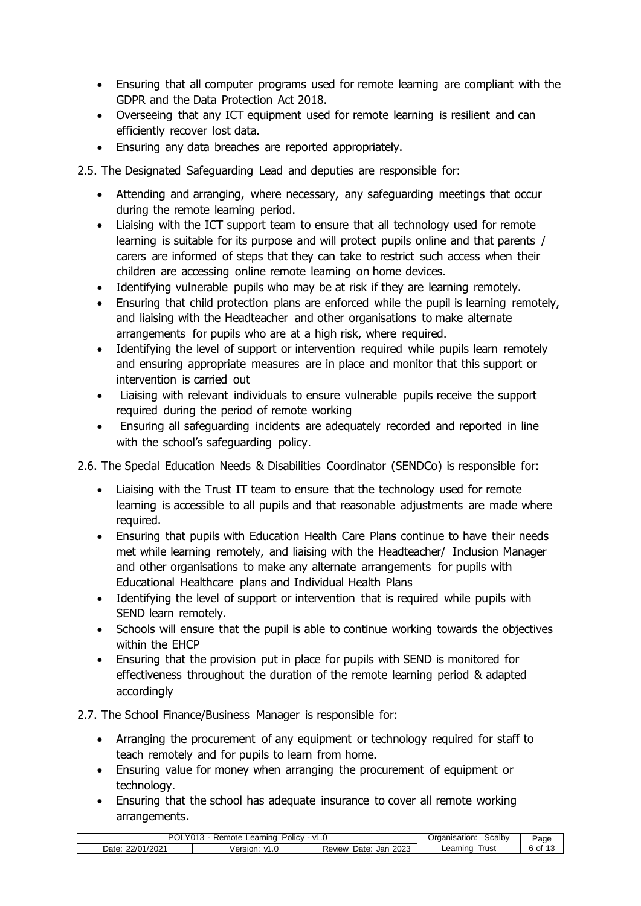- Ensuring that all computer programs used for remote learning are compliant with the GDPR and the Data Protection Act 2018.
- Overseeing that any ICT equipment used for remote learning is resilient and can efficiently recover lost data.
- Ensuring any data breaches are reported appropriately.

2.5. The Designated Safeguarding Lead and deputies are responsible for:

- Attending and arranging, where necessary, any safeguarding meetings that occur during the remote learning period.
- Liaising with the ICT support team to ensure that all technology used for remote learning is suitable for its purpose and will protect pupils online and that parents / carers are informed of steps that they can take to restrict such access when their children are accessing online remote learning on home devices.
- Identifying vulnerable pupils who may be at risk if they are learning remotely.
- Ensuring that child protection plans are enforced while the pupil is learning remotely, and liaising with the Headteacher and other organisations to make alternate arrangements for pupils who are at a high risk, where required.
- Identifying the level of support or intervention required while pupils learn remotely and ensuring appropriate measures are in place and monitor that this support or intervention is carried out
- Liaising with relevant individuals to ensure vulnerable pupils receive the support required during the period of remote working
- Ensuring all safeguarding incidents are adequately recorded and reported in line with the school's safeguarding policy.

2.6. The Special Education Needs & Disabilities Coordinator (SENDCo) is responsible for:

- Liaising with the Trust IT team to ensure that the technology used for remote learning is accessible to all pupils and that reasonable adjustments are made where required.
- Ensuring that pupils with Education Health Care Plans continue to have their needs met while learning remotely, and liaising with the Headteacher/ Inclusion Manager and other organisations to make any alternate arrangements for pupils with Educational Healthcare plans and Individual Health Plans
- Identifying the level of support or intervention that is required while pupils with SEND learn remotely.
- Schools will ensure that the pupil is able to continue working towards the objectives within the EHCP
- Ensuring that the provision put in place for pupils with SEND is monitored for effectiveness throughout the duration of the remote learning period & adapted accordingly

2.7. The School Finance/Business Manager is responsible for:

- Arranging the procurement of any equipment or technology required for staff to teach remotely and for pupils to learn from home.
- Ensuring value for money when arranging the procurement of equipment or technology.
- Ensuring that the school has adequate insurance to cover all remote working arrangements.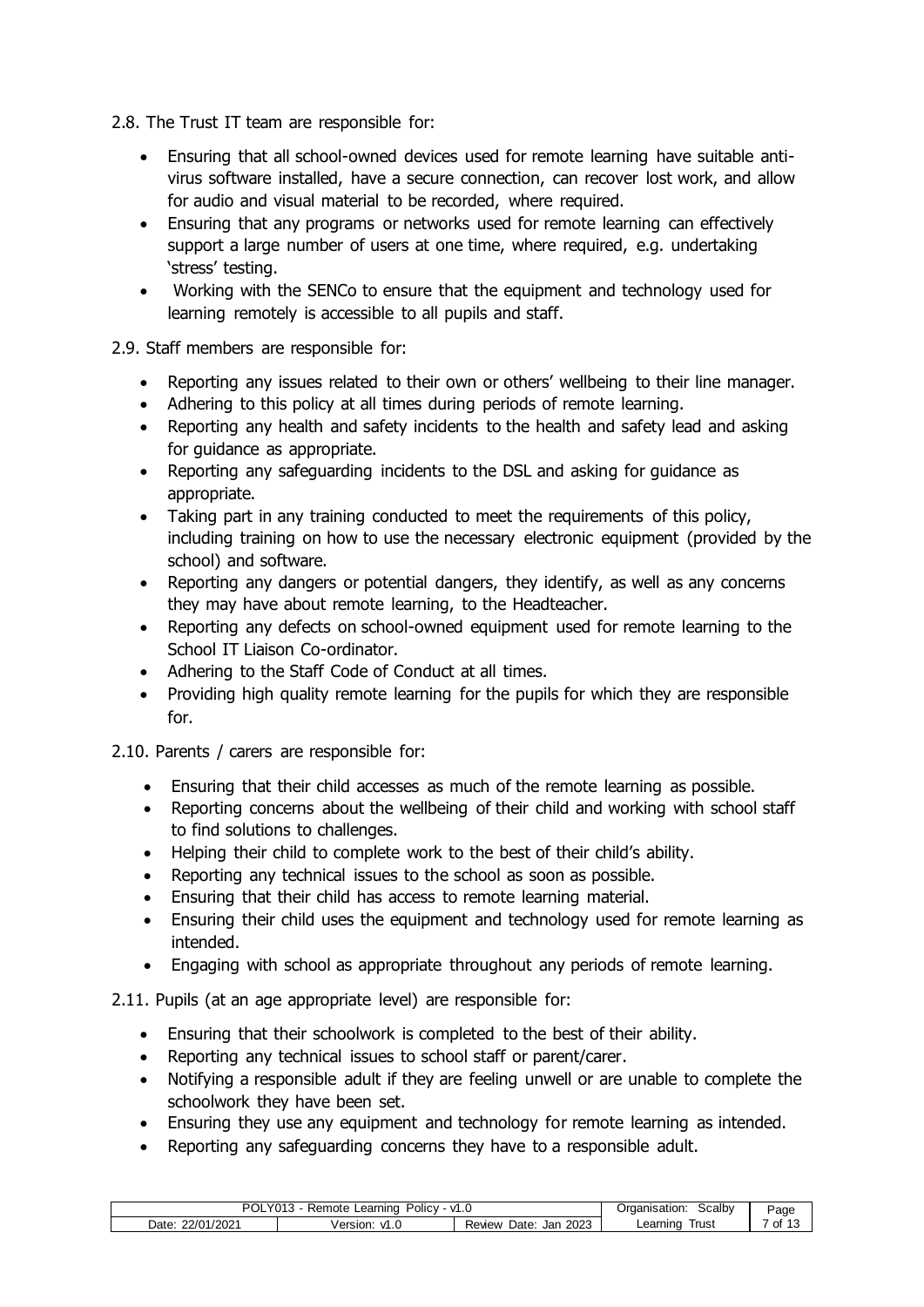2.8. The Trust IT team are responsible for:

- Ensuring that all school-owned devices used for remote learning have suitable anti-virus software installed, have a secure connection, can recover lost work, and allow for audio and visual material to be recorded, where required.
- Ensuring that any programs or networks used for remote learning can effectively support a large number of users at one time, where required, e.g. undertaking 'stress' testing.
- Working with the SENCo to ensure that the equipment and technology used for learning remotely is accessible to all pupils and staff.

2.9. Staff members are responsible for:

- Reporting any issues related to their own or others' wellbeing to their line manager.
- Adhering to this policy at all times during periods of remote learning.
- Reporting any health and safety incidents to the health and safety lead and asking for guidance as appropriate.
- Reporting any safeguarding incidents to the DSL and asking for guidance as appropriate.
- Taking part in any training conducted to meet the requirements of this policy, including training on how to use the necessary electronic equipment (provided by the school) and software.
- Reporting any dangers or potential dangers, they identify, as well as any concerns they may have about remote learning, to the Headteacher.
- Reporting any defects on school-owned equipment used for remote learning to the School IT Liaison Co-ordinator.
- Adhering to the Staff Code of Conduct at all times.
- Providing high quality remote learning for the pupils for which they are responsible for.

2.10. Parents / carers are responsible for:

- Ensuring that their child accesses as much of the remote learning as possible.
- Reporting concerns about the wellbeing of their child and working with school staff to find solutions to challenges.
- Helping their child to complete work to the best of their child's ability.
- Reporting any technical issues to the school as soon as possible.
- Ensuring that their child has access to remote learning material.
- Ensuring their child uses the equipment and technology used for remote learning as intended.
- Engaging with school as appropriate throughout any periods of remote learning.

2.11. Pupils (at an age appropriate level) are responsible for:

- Ensuring that their schoolwork is completed to the best of their ability.
- Reporting any technical issues to school staff or parent/carer.
- Notifying a responsible adult if they are feeling unwell or are unable to complete the schoolwork they have been set.
- Ensuring they use any equipment and technology for remote learning as intended.
- Reporting any safeguarding concerns they have to a responsible adult.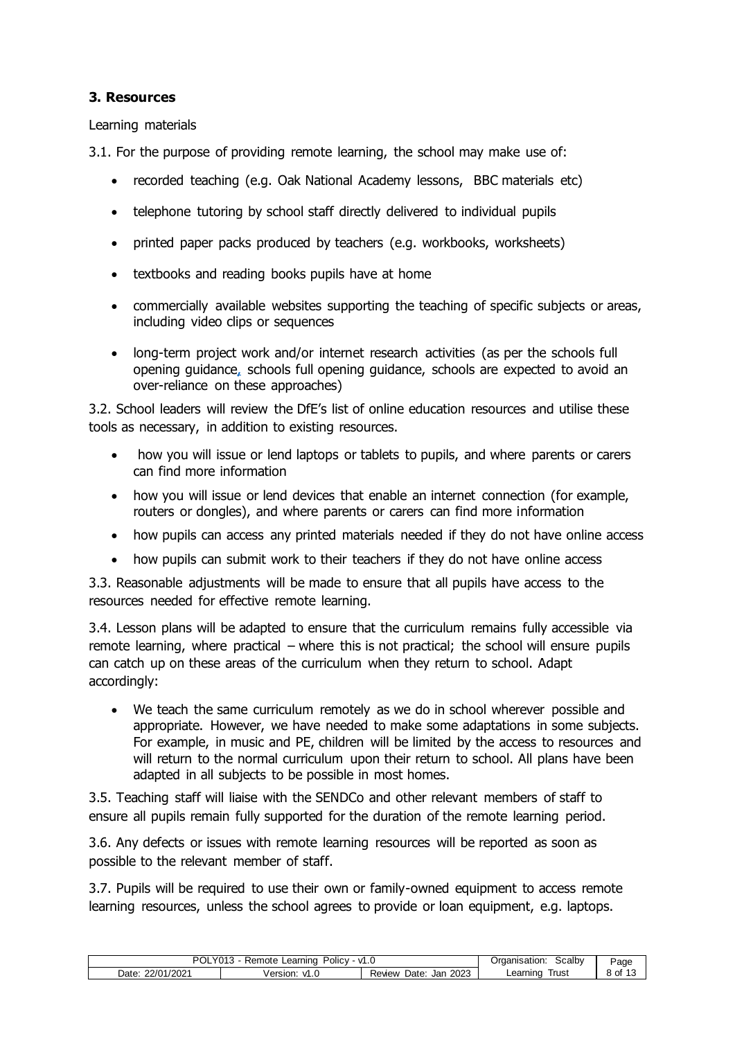### 3. Resources

Learning materials

3.1. For the purpose of providing remote learning, the school may make use of:

- recorded teaching (e.g. Oak National Academy lessons, BBC materials etc)
- telephone tutoring by school staff directly delivered to individual pupils
- printed paper packs produced by teachers (e.g. workbooks, worksheets)
- textbooks and reading books pupils have at home
- commercially available websites supporting the teaching of specific subjects or areas, including video clips or sequences
- long-term project work and/or internet research activities (as per the schools full opening guidance, schools full opening guidance, schools are expected to avoid an over-reliance on these approaches)

3.2. School leaders will review the DfE's list of online education resources and utilise these tools as necessary, in addition to existing resources.

- how you will issue or lend laptops or tablets to pupils, and where parents or carers can find more information
- how you will issue or lend devices that enable an internet connection (for example, routers or dongles), and where parents or carers can find more information
- how pupils can access any printed materials needed if they do not have online access
- how pupils can submit work to their teachers if they do not have online access

3.3. Reasonable adjustments will be made to ensure that all pupils have access to the resources needed for effective remote learning.

3.4. Lesson plans will be adapted to ensure that the curriculum remains fully accessible via remote learning, where practical – where this is not practical; the school will ensure pupils can catch up on these areas of the curriculum when they return to school. Adapt accordingly:

- We teach the same curriculum remotely as we do in school wherever possible and appropriate. However, we have needed to make some adaptations in some subjects. For example, in music and PE, children will be limited by the access to resources and will return to the normal curriculum upon their return to school. All plans have been adapted in all subjects to be possible in most homes.

3.5. Teaching staff will liaise with the SENDCo and other relevant members of staff to ensure all pupils remain fully supported for the duration of the remote learning period.

3.6. Any defects or issues with remote learning resources will be reported as soon as possible to the relevant member of staff.

3.7. Pupils will be required to use their own or family-owned equipment to access remote learning resources, unless the school agrees to provide or loan equipment, e.g. laptops.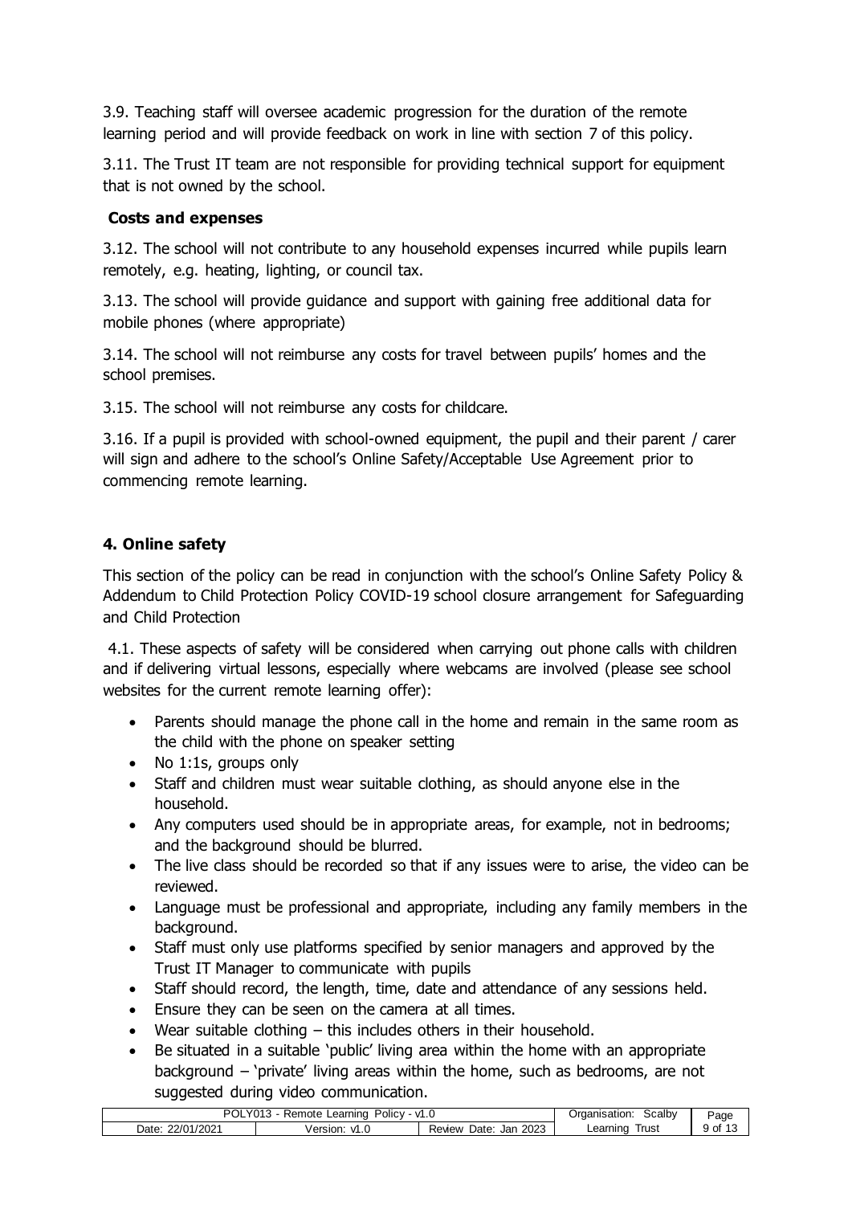3.9. Teaching staff will oversee academic progression for the duration of the remote learning period and will provide feedback on work in line with section 7 of this policy.

3.11. The Trust IT team are not responsible for providing technical support for equipment that is not owned by the school.

**Costs and expenses**

3.12. The school will not contribute to any household expenses incurred while pupils learn remotely, e.g. heating, lighting, or council tax.

3.13. The school will provide guidance and support with gaining free additional data for mobile phones (where appropriate)

3.14. The school will not reimburse any costs for travel between pupils' homes and the school premises.

3.15. The school will not reimburse any costs for childcare.

3.16. If a pupil is provided with school-owned equipment, the pupil and their parent / carer will sign and adhere to the school's Online Safety/Acceptable Use Agreement prior to commencing remote learning.

## 4. Online safety

This section of the policy can be read in conjunction with the school's Online Safety Policy & Addendum to Child Protection Policy COVID-19 school closure arrangement for Safeguarding and Child Protection

4.1. These aspects of safety will be considered when carrying out phone calls with children and if delivering virtual lessons, especially where webcams are involved (please see school websites for the current remote learning offer):

- Parents should manage the phone call in the home and remain in the same room as the child with the phone on speaker setting
- No 1:1s, groups only
- Staff and children must wear suitable clothing, as should anyone else in the household.
- Any computers used should be in appropriate areas, for example, not in bedrooms; and the background should be blurred.
- The live class should be recorded so that if any issues were to arise, the video can be reviewed.
- Language must be professional and appropriate, including any family members in the background.
- Staff must only use platforms specified by senior managers and approved by the Trust IT Manager to communicate with pupils
- Staff should record, the length, time, date and attendance of any sessions held.
- Ensure they can be seen on the camera at all times.
- Wear suitable clothing – this includes others in their household.
- Be situated in a suitable 'public' living area within the home with an appropriate background – 'private' living areas within the home, such as bedrooms, are not suggested during video communication.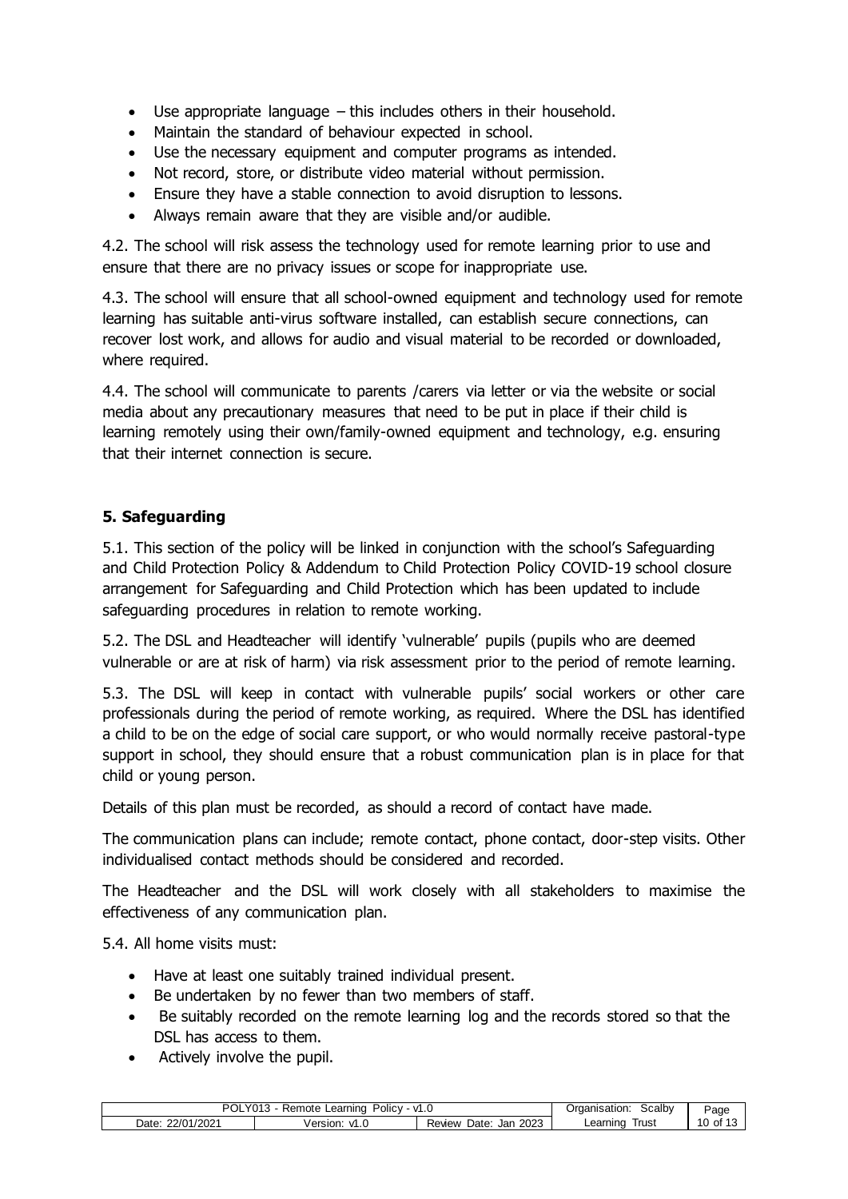- Use appropriate language – this includes others in their household.
- Maintain the standard of behaviour expected in school.
- Use the necessary equipment and computer programs as intended.
- Not record, store, or distribute video material without permission.
- Ensure they have a stable connection to avoid disruption to lessons.
- Always remain aware that they are visible and/or audible.

4.2. The school will risk assess the technology used for remote learning prior to use and ensure that there are no privacy issues or scope for inappropriate use.

4.3. The school will ensure that all school-owned equipment and technology used for remote learning has suitable anti-virus software installed, can establish secure connections, can recover lost work, and allows for audio and visual material to be recorded or downloaded, where required.

4.4. The school will communicate to parents /carers via letter or via the website or social media about any precautionary measures that need to be put in place if their child is learning remotely using their own/family-owned equipment and technology, e.g. ensuring that their internet connection is secure.

## 5. Safeguarding

5.1. This section of the policy will be linked in conjunction with the school's Safeguarding and Child Protection Policy & Addendum to Child Protection Policy COVID-19 school closure arrangement for Safeguarding and Child Protection which has been updated to include safeguarding procedures in relation to remote working.

5.2. The DSL and Headteacher will identify 'vulnerable' pupils (pupils who are deemed vulnerable or are at risk of harm) via risk assessment prior to the period of remote learning.

5.3. The DSL will keep in contact with vulnerable pupils' social workers or other care professionals during the period of remote working, as required. Where the DSL has identified a child to be on the edge of social care support, or who would normally receive pastoral-type support in school, they should ensure that a robust communication plan is in place for that child or young person.

Details of this plan must be recorded, as should a record of contact have made.

The communication plans can include; remote contact, phone contact, door-step visits. Other individualised contact methods should be considered and recorded.

The Headteacher and the DSL will work closely with all stakeholders to maximise the effectiveness of any communication plan.

5.4. All home visits must:

- Have at least one suitably trained individual present.
- Be undertaken by no fewer than two members of staff.
- Be suitably recorded on the remote learning log and the records stored so that the DSL has access to them.
- Actively involve the pupil.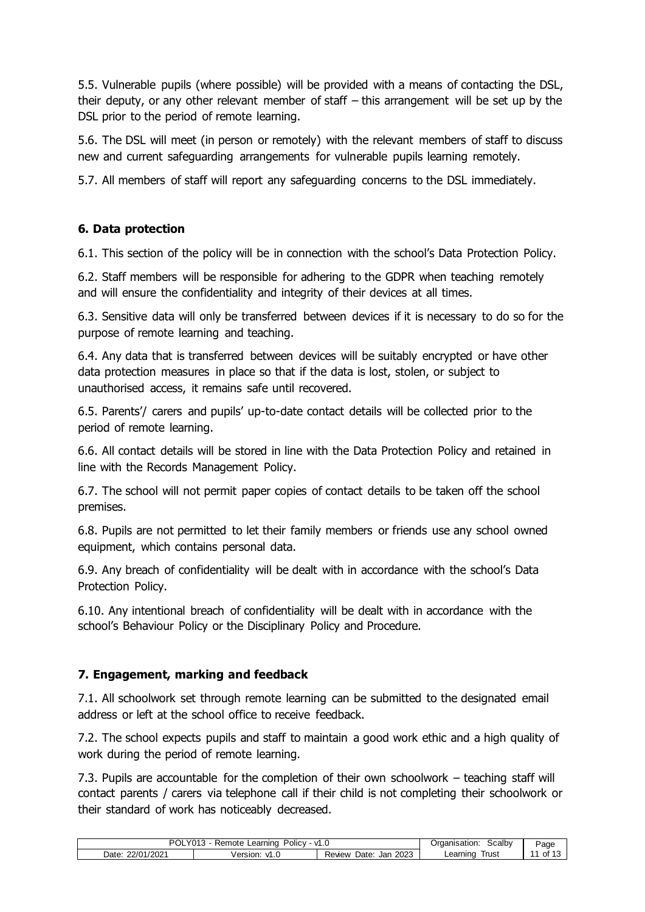5.5. Vulnerable pupils (where possible) will be provided with a means of contacting the DSL, their deputy, or any other relevant member of staff – this arrangement will be set up by the DSL prior to the period of remote learning.

5.6. The DSL will meet (in person or remotely) with the relevant members of staff to discuss new and current safeguarding arrangements for vulnerable pupils learning remotely.

5.7. All members of staff will report any safeguarding concerns to the DSL immediately.

## 6. Data protection

6.1. This section of the policy will be in connection with the school's Data Protection Policy.

6.2. Staff members will be responsible for adhering to the GDPR when teaching remotely and will ensure the confidentiality and integrity of their devices at all times.

6.3. Sensitive data will only be transferred between devices if it is necessary to do so for the purpose of remote learning and teaching.

6.4. Any data that is transferred between devices will be suitably encrypted or have other data protection measures in place so that if the data is lost, stolen, or subject to unauthorised access, it remains safe until recovered.

6.5. Parents'/ carers and pupils' up-to-date contact details will be collected prior to the period of remote learning.

6.6. All contact details will be stored in line with the Data Protection Policy and retained in line with the Records Management Policy.

6.7. The school will not permit paper copies of contact details to be taken off the school premises.

6.8. Pupils are not permitted to let their family members or friends use any school owned equipment, which contains personal data.

6.9. Any breach of confidentiality will be dealt with in accordance with the school's Data Protection Policy.

6.10. Any intentional breach of confidentiality will be dealt with in accordance with the school's Behaviour Policy or the Disciplinary Policy and Procedure.

## 7. Engagement, marking and feedback

7.1. All schoolwork set through remote learning can be submitted to the designated email address or left at the school office to receive feedback.

7.2. The school expects pupils and staff to maintain a good work ethic and a high quality of work during the period of remote learning.

7.3. Pupils are accountable for the completion of their own schoolwork – teaching staff will contact parents / carers via telephone call if their child is not completing their schoolwork or their standard of work has noticeably decreased.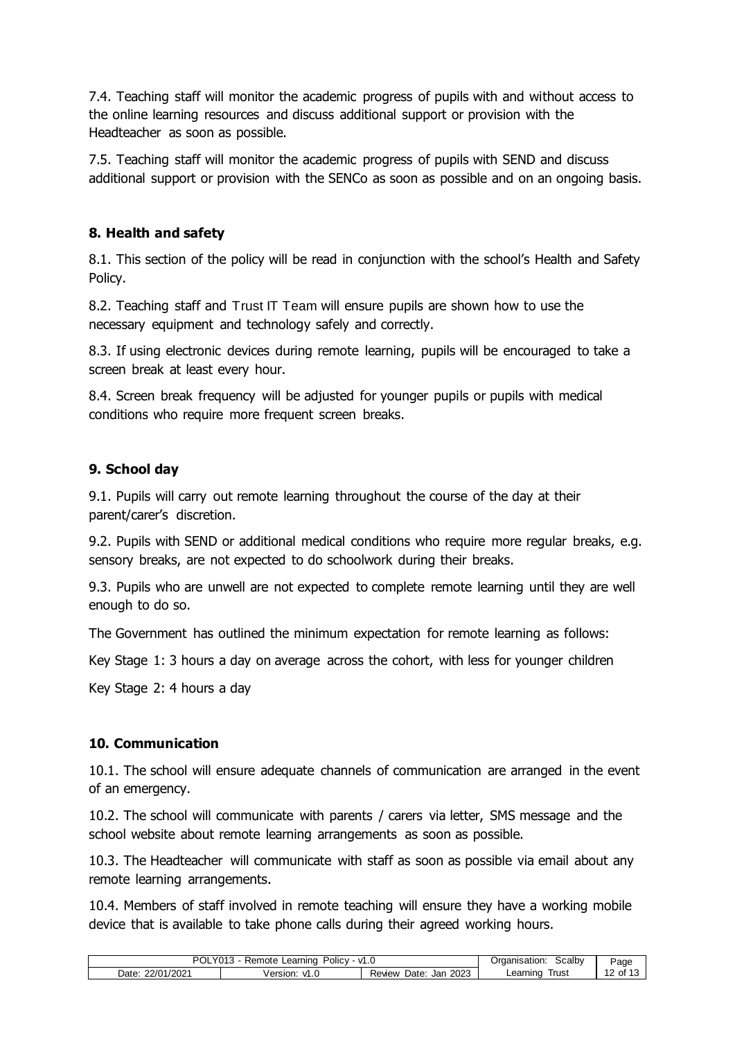7.4. Teaching staff will monitor the academic progress of pupils with and without access to the online learning resources and discuss additional support or provision with the Headteacher as soon as possible.

7.5. Teaching staff will monitor the academic progress of pupils with SEND and discuss additional support or provision with the SENCo as soon as possible and on an ongoing basis.

## 8. Health and safety

8.1. This section of the policy will be read in conjunction with the school's Health and Safety Policy.

8.2. Teaching staff and Trust IT Team will ensure pupils are shown how to use the necessary equipment and technology safely and correctly.

8.3. If using electronic devices during remote learning, pupils will be encouraged to take a screen break at least every hour.

8.4. Screen break frequency will be adjusted for younger pupils or pupils with medical conditions who require more frequent screen breaks.

## 9. School day

9.1. Pupils will carry out remote learning throughout the course of the day at their parent/carer's discretion.

9.2. Pupils with SEND or additional medical conditions who require more regular breaks, e.g. sensory breaks, are not expected to do schoolwork during their breaks.

9.3. Pupils who are unwell are not expected to complete remote learning until they are well enough to do so.

The Government has outlined the minimum expectation for remote learning as follows:

Key Stage 1: 3 hours a day on average across the cohort, with less for younger children

Key Stage 2: 4 hours a day

## 10. Communication

10.1. The school will ensure adequate channels of communication are arranged in the event of an emergency.

10.2. The school will communicate with parents / carers via letter, SMS message and the school website about remote learning arrangements as soon as possible.

10.3. The Headteacher will communicate with staff as soon as possible via email about any remote learning arrangements.

10.4. Members of staff involved in remote teaching will ensure they have a working mobile device that is available to take phone calls during their agreed working hours.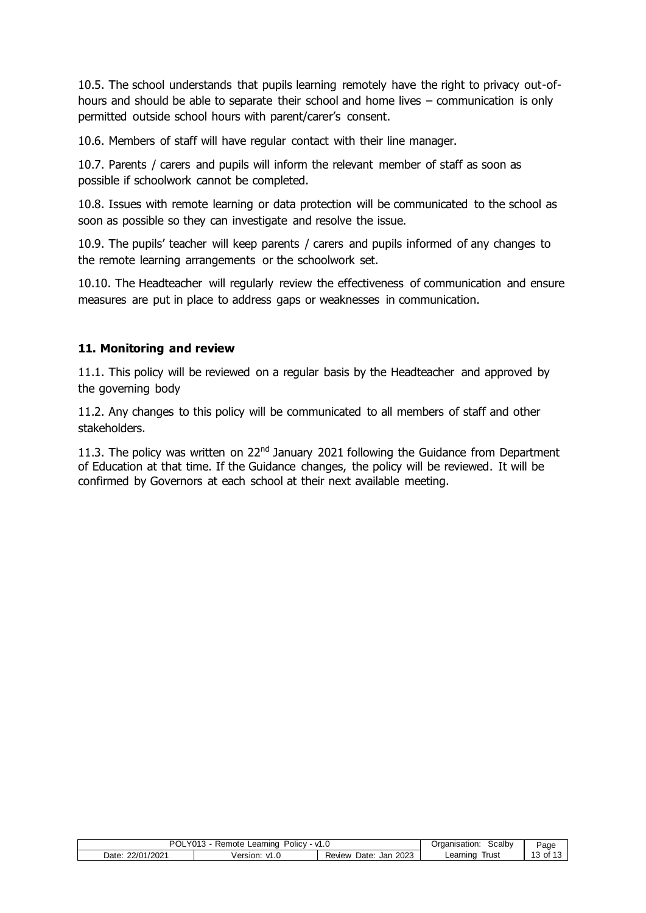10.5. The school understands that pupils learning remotely have the right to privacy out-of-hours and should be able to separate their school and home lives – communication is only permitted outside school hours with parent/carer's consent.

10.6. Members of staff will have regular contact with their line manager.

10.7. Parents / carers and pupils will inform the relevant member of staff as soon as possible if schoolwork cannot be completed.

10.8. Issues with remote learning or data protection will be communicated to the school as soon as possible so they can investigate and resolve the issue.

10.9. The pupils' teacher will keep parents / carers and pupils informed of any changes to the remote learning arrangements or the schoolwork set.

10.10. The Headteacher will regularly review the effectiveness of communication and ensure measures are put in place to address gaps or weaknesses in communication.

## 11. Monitoring and review

11.1. This policy will be reviewed on a regular basis by the Headteacher and approved by the governing body

11.2. Any changes to this policy will be communicated to all members of staff and other stakeholders.

11.3. The policy was written on 22nd January 2021 following the Guidance from Department of Education at that time. If the Guidance changes, the policy will be reviewed. It will be confirmed by Governors at each school at their next available meeting.